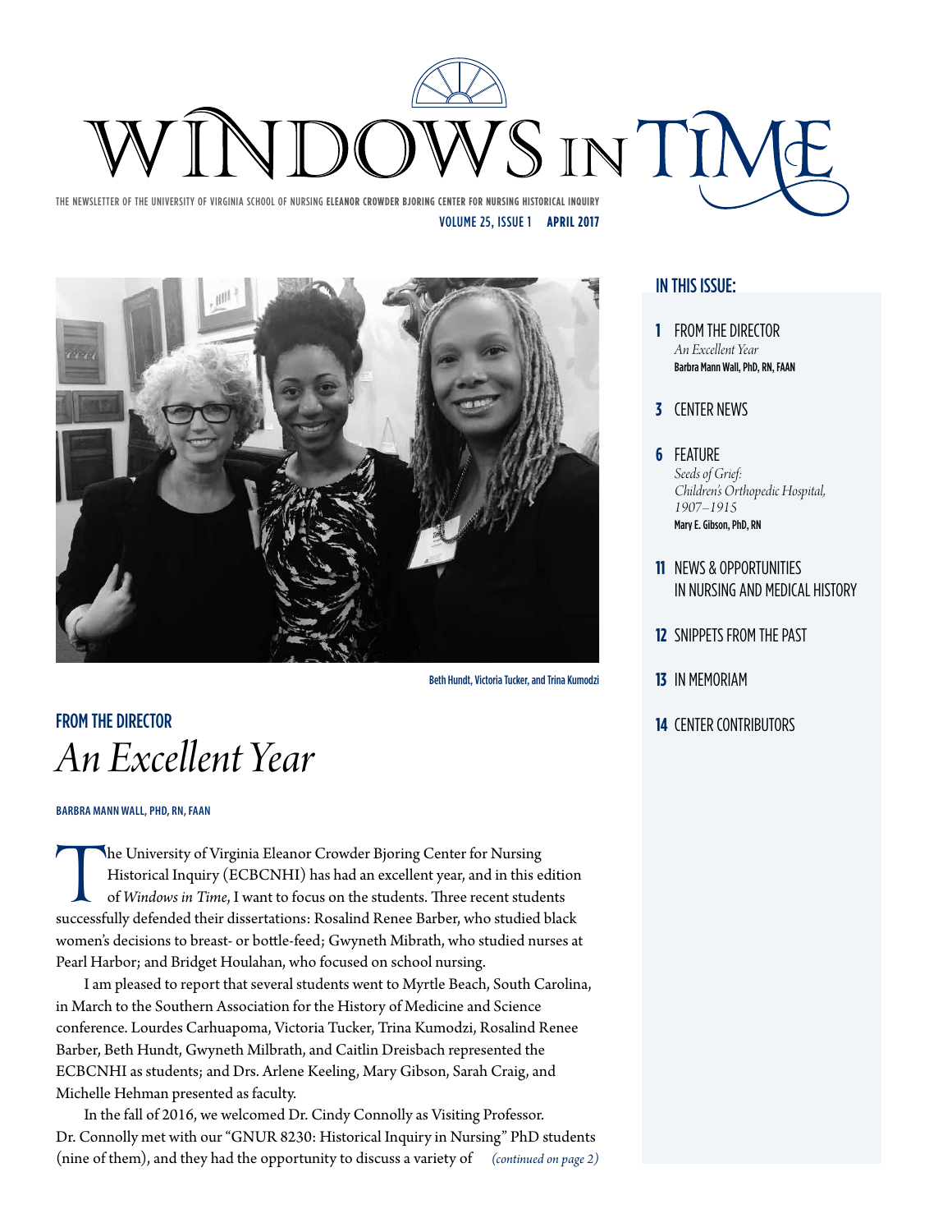# WINDOWS IN TIME

THE NEWSLETTER OF THE UNIVERSITY OF VIRGINIA SCHOOL OF NURSING **ELEANOR CROWDER BJORING CENTER FOR NURSING HISTORICAL INQUIRY**

VOLUME 25, ISSUE 1 **APRIL 2017**

Beth Hundt, Victoria Tucker, and Trina Kumodzi

## IN THIS ISSUE:

**1** FROM THE DIRECTOR
*An Excellent Year*
**Barbra Mann Wall, PhD, RN, FAAN**

**3** CENTER NEWS

**6** FEATURE
*Seeds of Grief: Children's Orthopedic Hospital, 1907–1915*
**Mary E. Gibson, PhD, RN**

**11** NEWS & OPPORTUNITIES IN NURSING AND MEDICAL HISTORY

**12** SNIPPETS FROM THE PAST

**13** IN MEMORIAM

**14** CENTER CONTRIBUTORS

## FROM THE DIRECTOR

# *An Excellent Year*

**BARBRA MANN WALL, PHD, RN, FAAN**

The University of Virginia Eleanor Crowder Bjoring Center for Nursing Historical Inquiry (ECBCNHI) has had an excellent year, and in this edition of *Windows in Time*, I want to focus on the students. Three recent students successfully defended their dissertations: Rosalind Renee Barber, who studied black women's decisions to breast- or bottle-feed; Gwyneth Mibrath, who studied nurses at Pearl Harbor; and Bridget Houlahan, who focused on school nursing.

I am pleased to report that several students went to Myrtle Beach, South Carolina, in March to the Southern Association for the History of Medicine and Science conference. Lourdes Carhuapoma, Victoria Tucker, Trina Kumodzi, Rosalind Renee Barber, Beth Hundt, Gwyneth Milbrath, and Caitlin Dreisbach represented the ECBCNHI as students; and Drs. Arlene Keeling, Mary Gibson, Sarah Craig, and Michelle Hehman presented as faculty.

In the fall of 2016, we welcomed Dr. Cindy Connolly as Visiting Professor. Dr. Connolly met with our "GNUR 8230: Historical Inquiry in Nursing" PhD students (nine of them), and they had the opportunity to discuss a variety of *(continued on page 2)*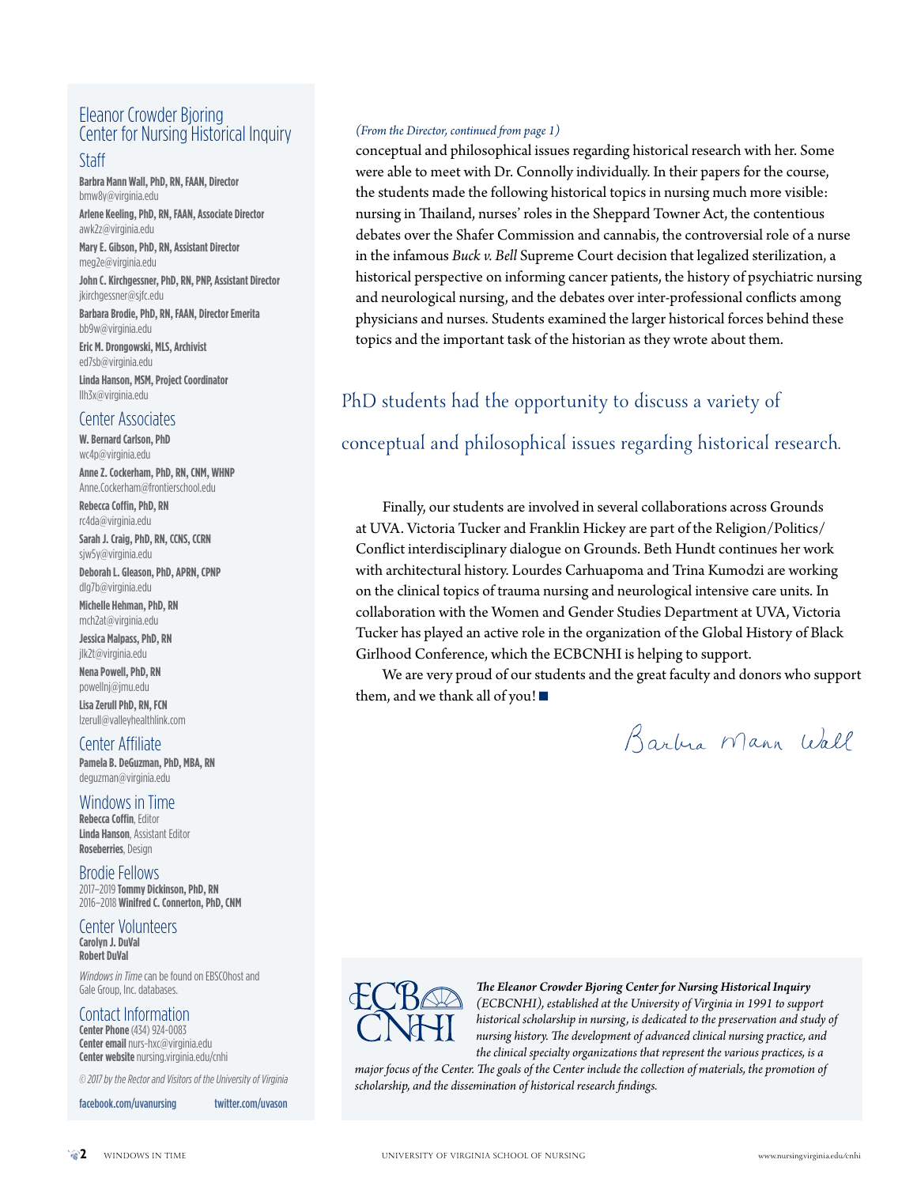## Eleanor Crowder Bjoring Center for Nursing Historical Inquiry

### Staff

**Barbra Mann Wall, PhD, RN, FAAN, Director**
bmw8y@virginia.edu

**Arlene Keeling, PhD, RN, FAAN, Associate Director**
awk2z@virginia.edu

**Mary E. Gibson, PhD, RN, Assistant Director**
meg2e@virginia.edu

**John C. Kirchgessner, PhD, RN, PNP, Assistant Director**
jkirchgessner@sjfc.edu

**Barbara Brodie, PhD, RN, FAAN, Director Emerita**
bb9w@virginia.edu

**Eric M. Drongowski, MLS, Archivist**
ed7sb@virginia.edu

**Linda Hanson, MSM, Project Coordinator**
llh3x@virginia.edu

### Center Associates

**W. Bernard Carlson, PhD**
wc4p@virginia.edu

**Anne Z. Cockerham, PhD, RN, CNM, WHNP**
Anne.Cockerham@frontierschool.edu

**Rebecca Coffin, PhD, RN**
rc4da@virginia.edu

**Sarah J. Craig, PhD, RN, CCNS, CCRN**
sjw5y@virginia.edu

**Deborah L. Gleason, PhD, APRN, CPNP**
dlg7b@virginia.edu

**Michelle Hehman, PhD, RN**
mch2at@virginia.edu

**Jessica Malpass, PhD, RN**
jlk2t@virginia.edu

**Nena Powell, PhD, RN**
powellnj@jmu.edu

**Lisa Zerull PhD, RN, FCN**
lzerull@valleyhealthlink.com

### Center Affiliate

**Pamela B. DeGuzman, PhD, MBA, RN**
deguzman@virginia.edu

### Windows in Time

**Rebecca Coffin**, Editor
**Linda Hanson**, Assistant Editor
**Roseberries**, Design

### Brodie Fellows

2017–2019 **Tommy Dickinson, PhD, RN**
2016–2018 **Winifred C. Connerton, PhD, CNM**

### Center Volunteers

**Carolyn J. DuVal**
**Robert DuVal**

*Windows in Time* can be found on EBSCOhost and Gale Group, Inc. databases.

### Contact Information

**Center Phone** (434) 924-0083
**Center email** nurs-hxc@virginia.edu
**Center website** nursing.virginia.edu/cnhi

*© 2017 by the Rector and Visitors of the University of Virginia*

facebook.com/uvanursing    twitter.com/uvason

---

*(From the Director, continued from page 1)*

conceptual and philosophical issues regarding historical research with her. Some were able to meet with Dr. Connolly individually. In their papers for the course, the students made the following historical topics in nursing much more visible: nursing in Thailand, nurses' roles in the Sheppard Towner Act, the contentious debates over the Shafer Commission and cannabis, the controversial role of a nurse in the infamous *Buck v. Bell* Supreme Court decision that legalized sterilization, a historical perspective on informing cancer patients, the history of psychiatric nursing and neurological nursing, and the debates over inter-professional conflicts among physicians and nurses. Students examined the larger historical forces behind these topics and the important task of the historian as they wrote about them.

> PhD students had the opportunity to discuss a variety of conceptual and philosophical issues regarding historical research.

Finally, our students are involved in several collaborations across Grounds at UVA. Victoria Tucker and Franklin Hickey are part of the Religion/Politics/Conflict interdisciplinary dialogue on Grounds. Beth Hundt continues her work with architectural history. Lourdes Carhuapoma and Trina Kumodzi are working on the clinical topics of trauma nursing and neurological intensive care units. In collaboration with the Women and Gender Studies Department at UVA, Victoria Tucker has played an active role in the organization of the Global History of Black Girlhood Conference, which the ECBCNHI is helping to support.

We are very proud of our students and the great faculty and donors who support them, and we thank all of you! ■

Barbra Mann Wall

---

***The Eleanor Crowder Bjoring Center for Nursing Historical Inquiry** (ECBCNHI), established at the University of Virginia in 1991 to support historical scholarship in nursing, is dedicated to the preservation and study of nursing history. The development of advanced clinical nursing practice, and the clinical specialty organizations that represent the various practices, is a major focus of the Center. The goals of the Center include the collection of materials, the promotion of scholarship, and the dissemination of historical research findings.*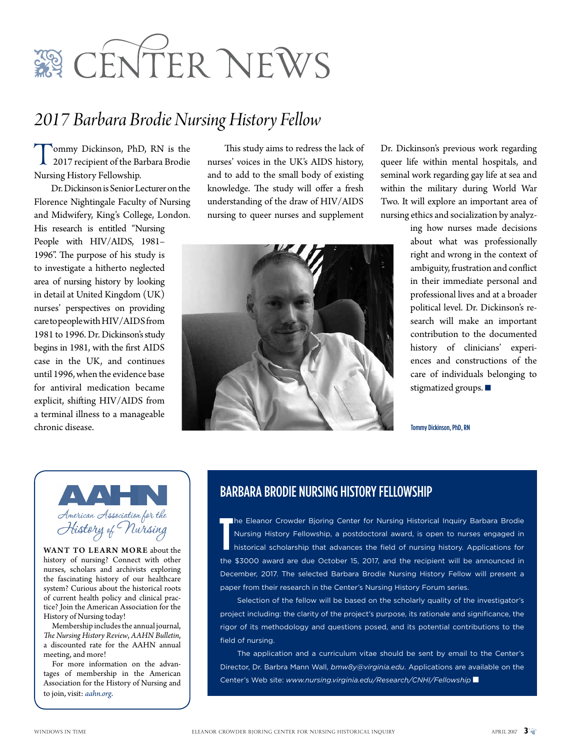# CENTER NEWS

## *2017 Barbara Brodie Nursing History Fellow*

Tommy Dickinson, PhD, RN is the 2017 recipient of the Barbara Brodie Nursing History Fellowship.

Dr. Dickinson is Senior Lecturer on the Florence Nightingale Faculty of Nursing and Midwifery, King's College, London. His research is entitled "Nursing People with HIV/AIDS, 1981–1996". The purpose of his study is to investigate a hitherto neglected area of nursing history by looking in detail at United Kingdom (UK) nurses' perspectives on providing care to people with HIV/AIDS from 1981 to 1996. Dr. Dickinson's study begins in 1981, with the first AIDS case in the UK, and continues until 1996, when the evidence base for antiviral medication became explicit, shifting HIV/AIDS from a terminal illness to a manageable chronic disease.

This study aims to redress the lack of nurses' voices in the UK's AIDS history, and to add to the small body of existing knowledge. The study will offer a fresh understanding of the draw of HIV/AIDS nursing to queer nurses and supplement Dr. Dickinson's previous work regarding queer life within mental hospitals, and seminal work regarding gay life at sea and within the military during World War Two. It will explore an important area of nursing ethics and socialization by analyzing how nurses made decisions about what was professionally right and wrong in the context of ambiguity, frustration and conflict in their immediate personal and professional lives and at a broader political level. Dr. Dickinson's research will make an important contribution to the documented history of clinicians' experiences and constructions of the care of individuals belonging to stigmatized groups. ■

Tommy Dickinson, PhD, RN

---

AAHN
*American Association for the History of Nursing*

**WANT TO LEARN MORE** about the history of nursing? Connect with other nurses, scholars and archivists exploring the fascinating history of our healthcare system? Curious about the historical roots of current health policy and clinical practice? Join the American Association for the History of Nursing today!

Membership includes the annual journal, *The Nursing History Review*, *AAHN Bulletin*, a discounted rate for the AAHN annual meeting, and more!

For more information on the advantages of membership in the American Association for the History of Nursing and to join, visit: *aahn.org*.

---

## BARBARA BRODIE NURSING HISTORY FELLOWSHIP

The Eleanor Crowder Bjoring Center for Nursing Historical Inquiry Barbara Brodie Nursing History Fellowship, a postdoctoral award, is open to nurses engaged in historical scholarship that advances the field of nursing history. Applications for the $3000 award are due October 15, 2017, and the recipient will be announced in December, 2017. The selected Barbara Brodie Nursing History Fellow will present a paper from their research in the Center's Nursing History Forum series.

Selection of the fellow will be based on the scholarly quality of the investigator's project including: the clarity of the project's purpose, its rationale and significance, the rigor of its methodology and questions posed, and its potential contributions to the field of nursing.

The application and a curriculum vitae should be sent by email to the Center's Director, Dr. Barbra Mann Wall, *bmw8y@virginia.edu*. Applications are available on the Center's Web site: *www.nursing.virginia.edu/Research/CNHI/Fellowship* ■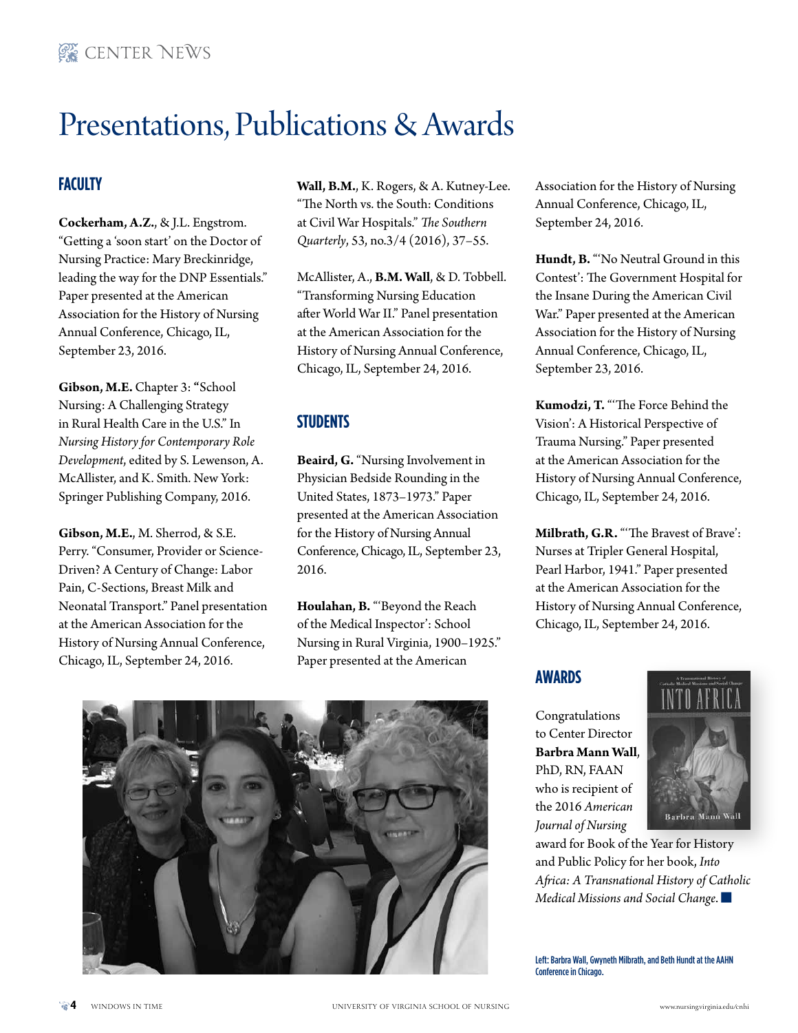# Presentations, Publications & Awards

## FACULTY

**Cockerham, A.Z.**, & J.L. Engstrom. "Getting a 'soon start' on the Doctor of Nursing Practice: Mary Breckinridge, leading the way for the DNP Essentials." Paper presented at the American Association for the History of Nursing Annual Conference, Chicago, IL, September 23, 2016.

**Gibson, M.E.** Chapter 3: **"**School Nursing: A Challenging Strategy in Rural Health Care in the U.S." In *Nursing History for Contemporary Role Development*, edited by S. Lewenson, A. McAllister, and K. Smith. New York: Springer Publishing Company, 2016.

**Gibson, M.E.**, M. Sherrod, & S.E. Perry. "Consumer, Provider or Science-Driven? A Century of Change: Labor Pain, C-Sections, Breast Milk and Neonatal Transport." Panel presentation at the American Association for the History of Nursing Annual Conference, Chicago, IL, September 24, 2016.

**Wall, B.M.**, K. Rogers, & A. Kutney-Lee. "The North vs. the South: Conditions at Civil War Hospitals." *The Southern Quarterly*, 53, no.3/4 (2016), 37–55.

McAllister, A., **B.M. Wall**, & D. Tobbell. "Transforming Nursing Education after World War II." Panel presentation at the American Association for the History of Nursing Annual Conference, Chicago, IL, September 24, 2016.

## STUDENTS

**Beaird, G.** "Nursing Involvement in Physician Bedside Rounding in the United States, 1873–1973." Paper presented at the American Association for the History of Nursing Annual Conference, Chicago, IL, September 23, 2016.

**Houlahan, B.** "'Beyond the Reach of the Medical Inspector': School Nursing in Rural Virginia, 1900–1925." Paper presented at the American Association for the History of Nursing Annual Conference, Chicago, IL, September 24, 2016.

**Hundt, B.** "'No Neutral Ground in this Contest': The Government Hospital for the Insane During the American Civil War." Paper presented at the American Association for the History of Nursing Annual Conference, Chicago, IL, September 23, 2016.

**Kumodzi, T.** "'The Force Behind the Vision': A Historical Perspective of Trauma Nursing." Paper presented at the American Association for the History of Nursing Annual Conference, Chicago, IL, September 24, 2016.

**Milbrath, G.R.** "'The Bravest of Brave': Nurses at Tripler General Hospital, Pearl Harbor, 1941." Paper presented at the American Association for the History of Nursing Annual Conference, Chicago, IL, September 24, 2016.

## AWARDS

Congratulations to Center Director **Barbra Mann Wall**, PhD, RN, FAAN who is recipient of the 2016 *American Journal of Nursing* award for Book of the Year for History and Public Policy for her book, *Into Africa: A Transnational History of Catholic Medical Missions and Social Change.*

Left: Barbra Wall, Gwyneth Milbrath, and Beth Hundt at the AAHN Conference in Chicago.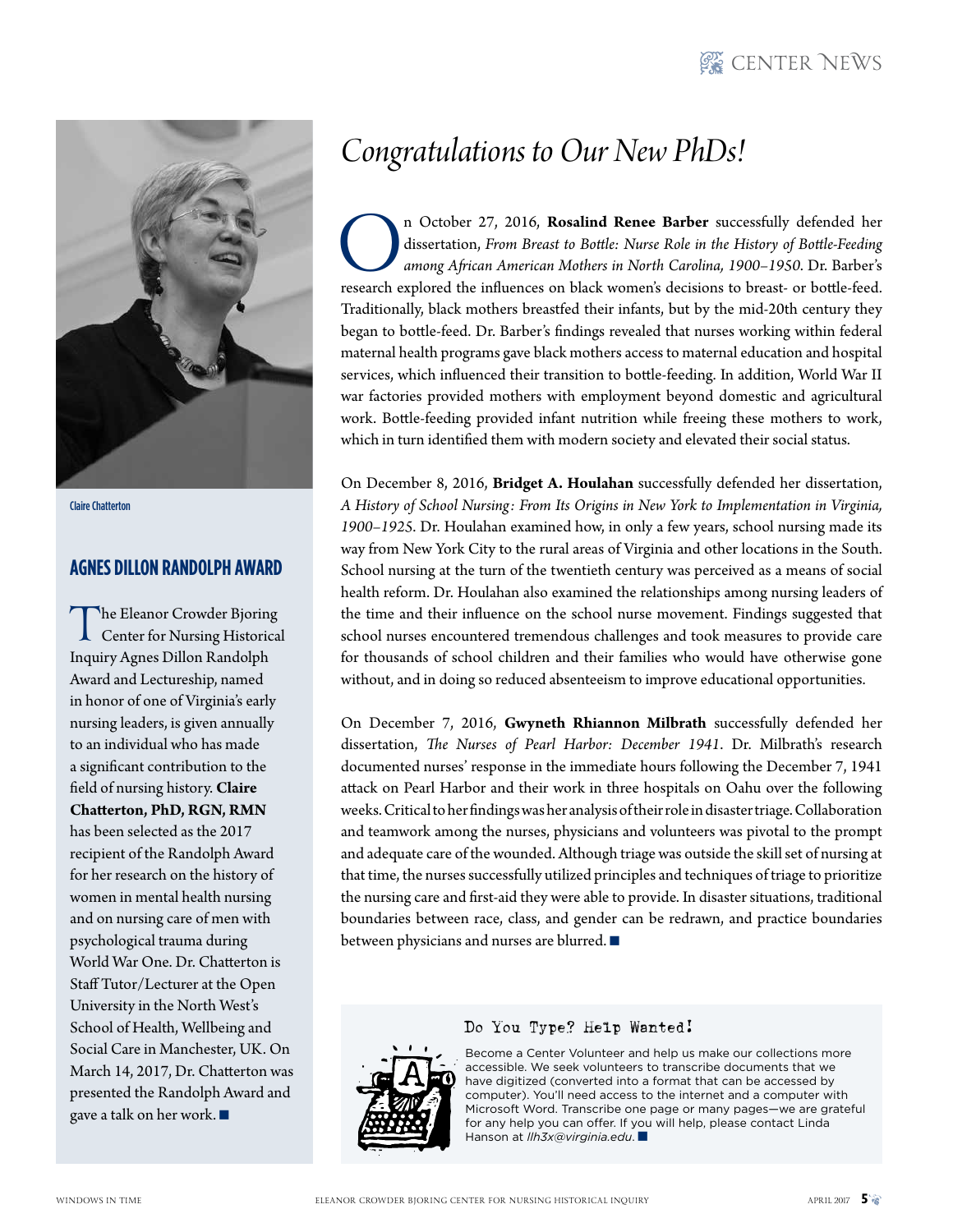Claire Chatterton

## AGNES DILLON RANDOLPH AWARD

The Eleanor Crowder Bjoring Center for Nursing Historical Inquiry Agnes Dillon Randolph Award and Lectureship, named in honor of one of Virginia's early nursing leaders, is given annually to an individual who has made a significant contribution to the field of nursing history. **Claire Chatterton, PhD, RGN, RMN** has been selected as the 2017 recipient of the Randolph Award for her research on the history of women in mental health nursing and on nursing care of men with psychological trauma during World War One. Dr. Chatterton is Staff Tutor/Lecturer at the Open University in the North West's School of Health, Wellbeing and Social Care in Manchester, UK. On March 14, 2017, Dr. Chatterton was presented the Randolph Award and gave a talk on her work. ■

# *Congratulations to Our New PhDs!*

On October 27, 2016, **Rosalind Renee Barber** successfully defended her dissertation, *From Breast to Bottle: Nurse Role in the History of Bottle-Feeding among African American Mothers in North Carolina, 1900–1950*. Dr. Barber's research explored the influences on black women's decisions to breast- or bottle-feed. Traditionally, black mothers breastfed their infants, but by the mid-20th century they began to bottle-feed. Dr. Barber's findings revealed that nurses working within federal maternal health programs gave black mothers access to maternal education and hospital services, which influenced their transition to bottle-feeding. In addition, World War II war factories provided mothers with employment beyond domestic and agricultural work. Bottle-feeding provided infant nutrition while freeing these mothers to work, which in turn identified them with modern society and elevated their social status.

On December 8, 2016, **Bridget A. Houlahan** successfully defended her dissertation, *A History of School Nursing: From Its Origins in New York to Implementation in Virginia, 1900–1925*. Dr. Houlahan examined how, in only a few years, school nursing made its way from New York City to the rural areas of Virginia and other locations in the South. School nursing at the turn of the twentieth century was perceived as a means of social health reform. Dr. Houlahan also examined the relationships among nursing leaders of the time and their influence on the school nurse movement. Findings suggested that school nurses encountered tremendous challenges and took measures to provide care for thousands of school children and their families who would have otherwise gone without, and in doing so reduced absenteeism to improve educational opportunities.

On December 7, 2016, **Gwyneth Rhiannon Milbrath** successfully defended her dissertation, *The Nurses of Pearl Harbor: December 1941*. Dr. Milbrath's research documented nurses' response in the immediate hours following the December 7, 1941 attack on Pearl Harbor and their work in three hospitals on Oahu over the following weeks. Critical to her findings was her analysis of their role in disaster triage. Collaboration and teamwork among the nurses, physicians and volunteers was pivotal to the prompt and adequate care of the wounded. Although triage was outside the skill set of nursing at that time, the nurses successfully utilized principles and techniques of triage to prioritize the nursing care and first-aid they were able to provide. In disaster situations, traditional boundaries between race, class, and gender can be redrawn, and practice boundaries between physicians and nurses are blurred. ■

### Do You Type? Help Wanted!

Become a Center Volunteer and help us make our collections more accessible. We seek volunteers to transcribe documents that we have digitized (converted into a format that can be accessed by computer). You'll need access to the internet and a computer with Microsoft Word. Transcribe one page or many pages—we are grateful for any help you can offer. If you will help, please contact Linda Hanson at *llh3x@virginia.edu*. ■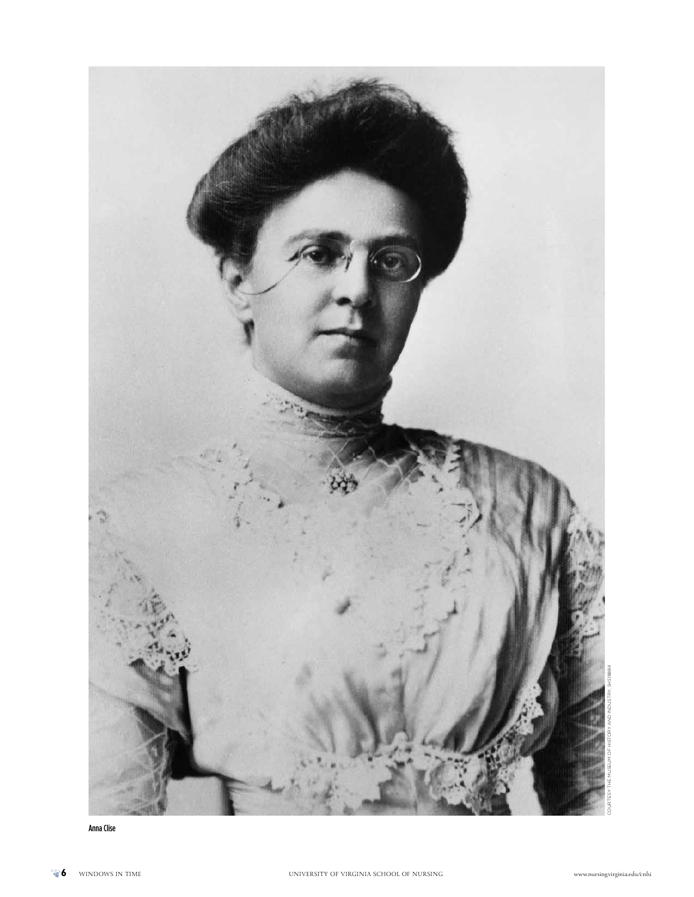Anna Clise

COURTESY THE MUSEUM OF HISTORY AND INDUSTRY, SHS18884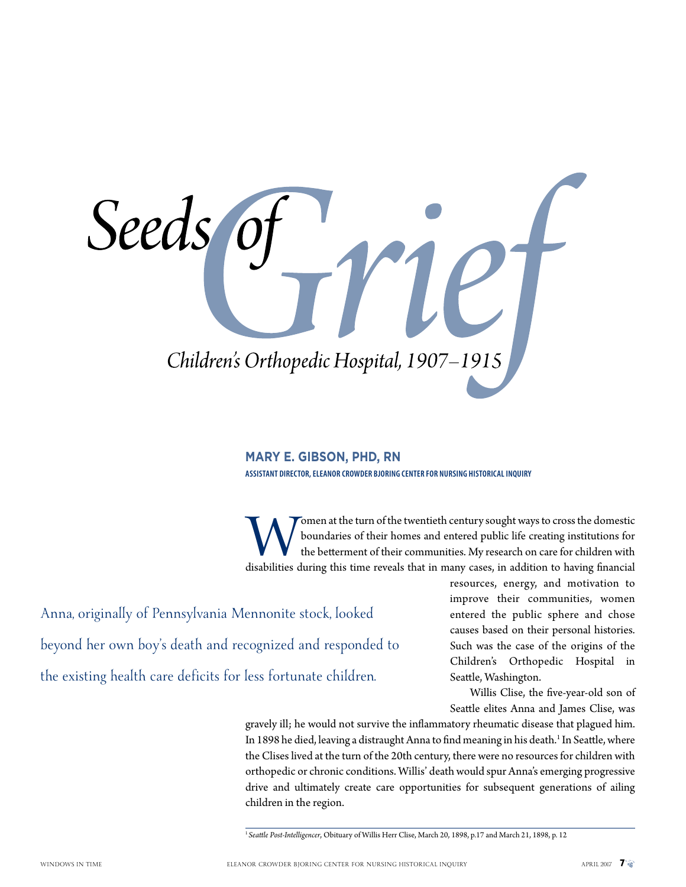# *Seeds of Grief*

## *Children's Orthopedic Hospital, 1907–1915*

**MARY E. GIBSON, PHD, RN**

**ASSISTANT DIRECTOR, ELEANOR CROWDER BJORING CENTER FOR NURSING HISTORICAL INQUIRY**

Women at the turn of the twentieth century sought ways to cross the domestic boundaries of their homes and entered public life creating institutions for the betterment of their communities. My research on care for children with disabilities during this time reveals that in many cases, in addition to having financial resources, energy, and motivation to improve their communities, women entered the public sphere and chose causes based on their personal histories. Such was the case of the origins of the Children's Orthopedic Hospital in Seattle, Washington.

> Anna, originally of Pennsylvania Mennonite stock, looked beyond her own boy's death and recognized and responded to the existing health care deficits for less fortunate children.

Willis Clise, the five-year-old son of Seattle elites Anna and James Clise, was gravely ill; he would not survive the inflammatory rheumatic disease that plagued him. In 1898 he died, leaving a distraught Anna to find meaning in his death.[1] In Seattle, where the Clises lived at the turn of the 20th century, there were no resources for children with orthopedic or chronic conditions. Willis' death would spur Anna's emerging progressive drive and ultimately create care opportunities for subsequent generations of ailing children in the region.

---

[1] *Seattle Post-Intelligencer*, Obituary of Willis Herr Clise, March 20, 1898, p.17 and March 21, 1898, p. 12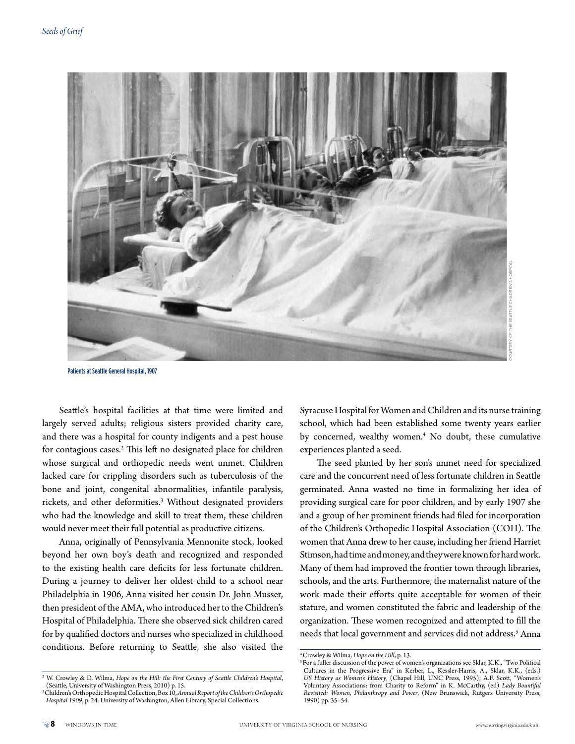Patients at Seattle General Hospital, 1907

COURTESY OF THE SEATTLE CHILDREN'S HOSPITAL

Seattle's hospital facilities at that time were limited and largely served adults; religious sisters provided charity care, and there was a hospital for county indigents and a pest house for contagious cases.[2] This left no designated place for children whose surgical and orthopedic needs went unmet. Children lacked care for crippling disorders such as tuberculosis of the bone and joint, congenital abnormalities, infantile paralysis, rickets, and other deformities.[3] Without designated providers who had the knowledge and skill to treat them, these children would never meet their full potential as productive citizens.

Anna, originally of Pennsylvania Mennonite stock, looked beyond her own boy's death and recognized and responded to the existing health care deficits for less fortunate children. During a journey to deliver her oldest child to a school near Philadelphia in 1906, Anna visited her cousin Dr. John Musser, then president of the AMA, who introduced her to the Children's Hospital of Philadelphia. There she observed sick children cared for by qualified doctors and nurses who specialized in childhood conditions. Before returning to Seattle, she also visited the Syracuse Hospital for Women and Children and its nurse training school, which had been established some twenty years earlier by concerned, wealthy women.[4] No doubt, these cumulative experiences planted a seed.

The seed planted by her son's unmet need for specialized care and the concurrent need of less fortunate children in Seattle germinated. Anna wasted no time in formalizing her idea of providing surgical care for poor children, and by early 1907 she and a group of her prominent friends had filed for incorporation of the Children's Orthopedic Hospital Association (COH). The women that Anna drew to her cause, including her friend Harriet Stimson, had time and money, and they were known for hard work. Many of them had improved the frontier town through libraries, schools, and the arts. Furthermore, the maternalist nature of the work made their efforts quite acceptable for women of their stature, and women constituted the fabric and leadership of the organization. These women recognized and attempted to fill the needs that local government and services did not address.[5] Anna

---

[2] W. Crowley & D. Wilma, *Hope on the Hill: the First Century of Seattle Children's Hospital*, (Seattle, University of Washington Press, 2010) p. 15.

[3] Children's Orthopedic Hospital Collection, Box 10, *Annual Report of the Children's Orthopedic Hospital 1909*, p. 24. University of Washington, Allen Library, Special Collections.

[4] Crowley & Wilma, *Hope on the Hill*, p. 13.

[5] For a fuller discussion of the power of women's organizations see Sklar, K.K., "Two Political Cultures in the Progressive Era" in Kerber, L., Kessler-Harris, A., Sklar, K.K., (eds.) *US History as Women's History*, (Chapel Hill, UNC Press, 1995); A.F. Scott, "Women's Voluntary Associations: from Charity to Reform" in K. McCarthy, (ed) *Lady Bountiful Revisited: Women, Philanthropy and Power*, (New Brunswick, Rutgers University Press, 1990) pp. 35–54.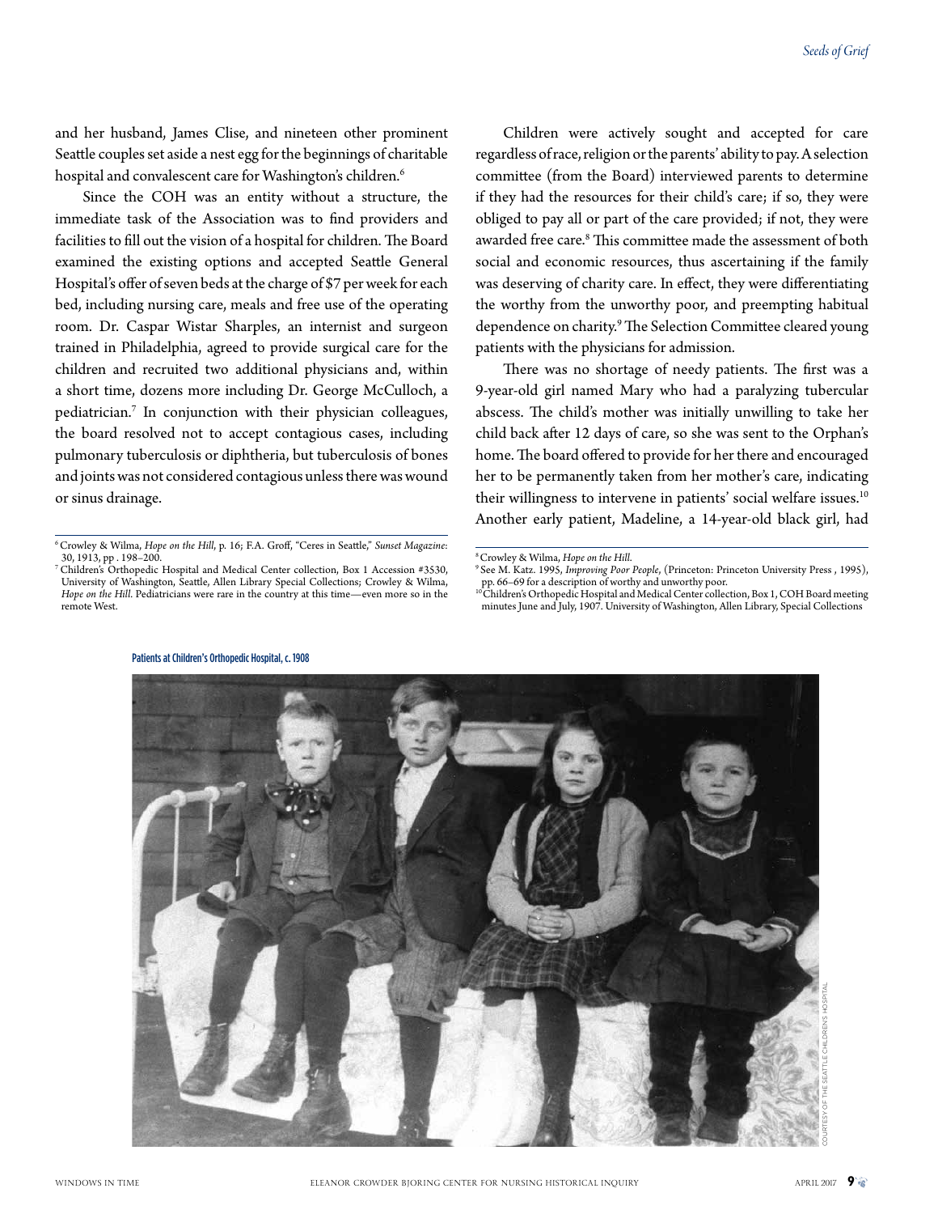and her husband, James Clise, and nineteen other prominent Seattle couples set aside a nest egg for the beginnings of charitable hospital and convalescent care for Washington's children.[6]

Since the COH was an entity without a structure, the immediate task of the Association was to find providers and facilities to fill out the vision of a hospital for children. The Board examined the existing options and accepted Seattle General Hospital's offer of seven beds at the charge of $7 per week for each bed, including nursing care, meals and free use of the operating room. Dr. Caspar Wistar Sharples, an internist and surgeon trained in Philadelphia, agreed to provide surgical care for the children and recruited two additional physicians and, within a short time, dozens more including Dr. George McCulloch, a pediatrician.[7] In conjunction with their physician colleagues, the board resolved not to accept contagious cases, including pulmonary tuberculosis or diphtheria, but tuberculosis of bones and joints was not considered contagious unless there was wound or sinus drainage.

Children were actively sought and accepted for care regardless of race, religion or the parents' ability to pay. A selection committee (from the Board) interviewed parents to determine if they had the resources for their child's care; if so, they were obliged to pay all or part of the care provided; if not, they were awarded free care.[8] This committee made the assessment of both social and economic resources, thus ascertaining if the family was deserving of charity care. In effect, they were differentiating the worthy from the unworthy poor, and preempting habitual dependence on charity.[9] The Selection Committee cleared young patients with the physicians for admission.

There was no shortage of needy patients. The first was a 9-year-old girl named Mary who had a paralyzing tubercular abscess. The child's mother was initially unwilling to take her child back after 12 days of care, so she was sent to the Orphan's home. The board offered to provide for her there and encouraged her to be permanently taken from her mother's care, indicating their willingness to intervene in patients' social welfare issues.[10] Another early patient, Madeline, a 14-year-old black girl, had

[6] Crowley & Wilma, *Hope on the Hill*, p. 16; F.A. Groff, "Ceres in Seattle," *Sunset Magazine*: 30, 1913, pp . 198–200.

[7] Children's Orthopedic Hospital and Medical Center collection, Box 1 Accession #3530, University of Washington, Seattle, Allen Library Special Collections; Crowley & Wilma, *Hope on the Hill*. Pediatricians were rare in the country at this time—even more so in the remote West.

[8] Crowley & Wilma, *Hope on the Hill*.

[9] See M. Katz. 1995, *Improving Poor People*, (Princeton: Princeton University Press , 1995), pp. 66–69 for a description of worthy and unworthy poor.

[10] Children's Orthopedic Hospital and Medical Center collection, Box 1, COH Board meeting minutes June and July, 1907. University of Washington, Allen Library, Special Collections

Patients at Children's Orthopedic Hospital, c. 1908

COURTESY OF THE SEATTLE CHILDREN'S HOSPITAL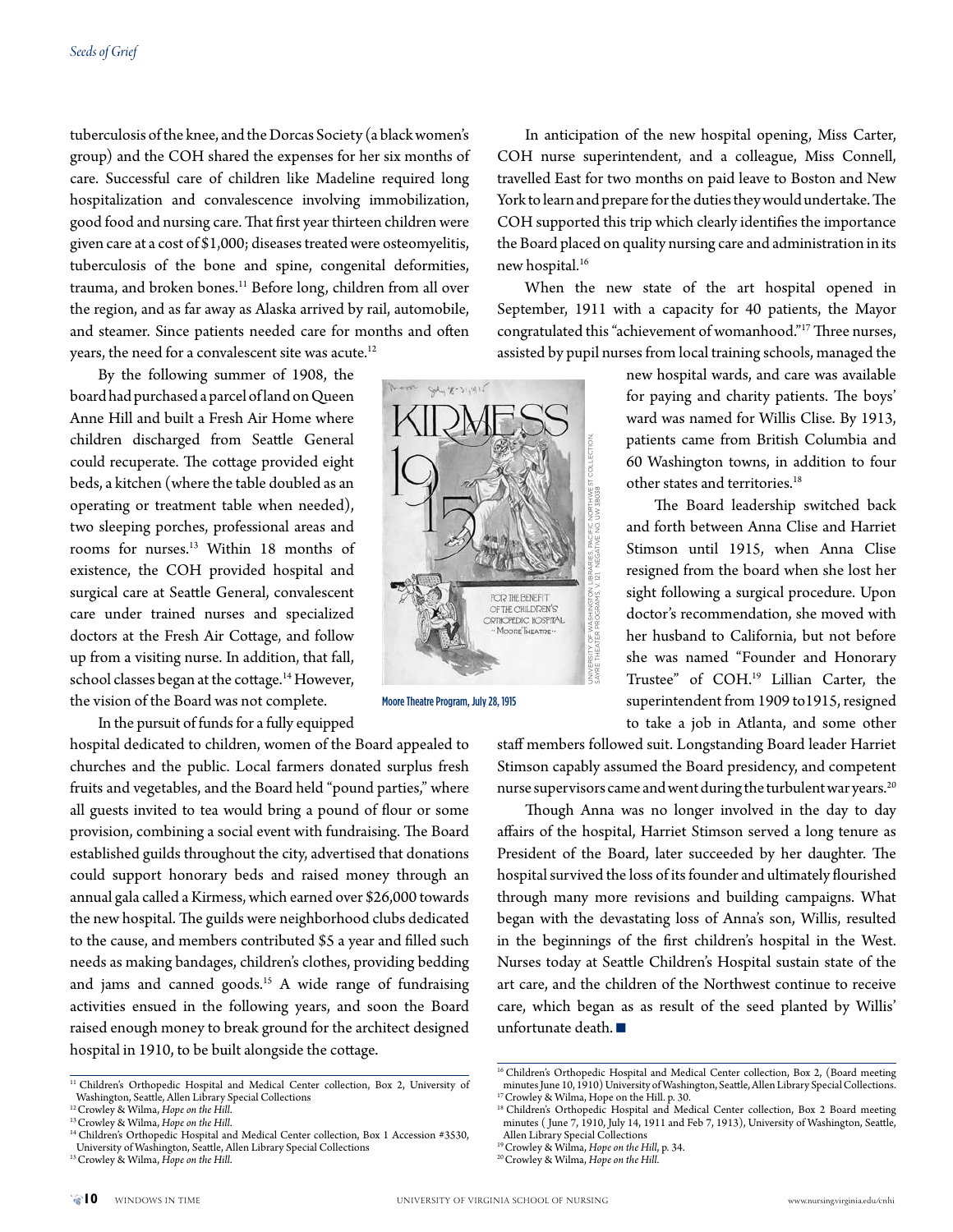tuberculosis of the knee, and the Dorcas Society (a black women's group) and the COH shared the expenses for her six months of care. Successful care of children like Madeline required long hospitalization and convalescence involving immobilization, good food and nursing care. That first year thirteen children were given care at a cost of $1,000; diseases treated were osteomyelitis, tuberculosis of the bone and spine, congenital deformities, trauma, and broken bones.[11] Before long, children from all over the region, and as far away as Alaska arrived by rail, automobile, and steamer. Since patients needed care for months and often years, the need for a convalescent site was acute.[12]

By the following summer of 1908, the board had purchased a parcel of land on Queen Anne Hill and built a Fresh Air Home where children discharged from Seattle General could recuperate. The cottage provided eight beds, a kitchen (where the table doubled as an operating or treatment table when needed), two sleeping porches, professional areas and rooms for nurses.[13] Within 18 months of existence, the COH provided hospital and surgical care at Seattle General, convalescent care under trained nurses and specialized doctors at the Fresh Air Cottage, and follow up from a visiting nurse. In addition, that fall, school classes began at the cottage.[14] However, the vision of the Board was not complete.

In the pursuit of funds for a fully equipped hospital dedicated to children, women of the Board appealed to churches and the public. Local farmers donated surplus fresh fruits and vegetables, and the Board held "pound parties," where all guests invited to tea would bring a pound of flour or some provision, combining a social event with fundraising. The Board established guilds throughout the city, advertised that donations could support honorary beds and raised money through an annual gala called a Kirmess, which earned over $26,000 towards the new hospital. The guilds were neighborhood clubs dedicated to the cause, and members contributed $5 a year and filled such needs as making bandages, children's clothes, providing bedding and jams and canned goods.[15] A wide range of fundraising activities ensued in the following years, and soon the Board raised enough money to break ground for the architect designed hospital in 1910, to be built alongside the cottage.

In anticipation of the new hospital opening, Miss Carter, COH nurse superintendent, and a colleague, Miss Connell, travelled East for two months on paid leave to Boston and New York to learn and prepare for the duties they would undertake. The COH supported this trip which clearly identifies the importance the Board placed on quality nursing care and administration in its new hospital.[16]

When the new state of the art hospital opened in September, 1911 with a capacity for 40 patients, the Mayor congratulated this "achievement of womanhood."[17] Three nurses, assisted by pupil nurses from local training schools, managed the new hospital wards, and care was available for paying and charity patients. The boys' ward was named for Willis Clise. By 1913, patients came from British Columbia and 60 Washington towns, in addition to four other states and territories.[18]

Moore Theatre Program, July 28, 1915

The Board leadership switched back and forth between Anna Clise and Harriet Stimson until 1915, when Anna Clise resigned from the board when she lost her sight following a surgical procedure. Upon doctor's recommendation, she moved with her husband to California, but not before she was named "Founder and Honorary Trustee" of COH.[19] Lillian Carter, the superintendent from 1909 to1915, resigned to take a job in Atlanta, and some other staff members followed suit. Longstanding Board leader Harriet Stimson capably assumed the Board presidency, and competent nurse supervisors came and went during the turbulent war years.[20]

Though Anna was no longer involved in the day to day affairs of the hospital, Harriet Stimson served a long tenure as President of the Board, later succeeded by her daughter. The hospital survived the loss of its founder and ultimately flourished through many more revisions and building campaigns. What began with the devastating loss of Anna's son, Willis, resulted in the beginnings of the first children's hospital in the West. Nurses today at Seattle Children's Hospital sustain state of the art care, and the children of the Northwest continue to receive care, which began as as result of the seed planted by Willis' unfortunate death. ■

---

[11] Children's Orthopedic Hospital and Medical Center collection, Box 2, University of Washington, Seattle, Allen Library Special Collections

[12] Crowley & Wilma, *Hope on the Hill*.

[13] Crowley & Wilma, *Hope on the Hill*.

[14] Children's Orthopedic Hospital and Medical Center collection, Box 1 Accession #3530, University of Washington, Seattle, Allen Library Special Collections

[15] Crowley & Wilma, *Hope on the Hill*.

[16] Children's Orthopedic Hospital and Medical Center collection, Box 2, (Board meeting minutes June 10, 1910) University of Washington, Seattle, Allen Library Special Collections.

[17] Crowley & Wilma, Hope on the Hill. p. 30.

[18] Children's Orthopedic Hospital and Medical Center collection, Box 2 Board meeting minutes ( June 7, 1910, July 14, 1911 and Feb 7, 1913), University of Washington, Seattle, Allen Library Special Collections

[19] Crowley & Wilma, *Hope on the Hill*, p. 34.

[20] Crowley & Wilma, *Hope on the Hill*.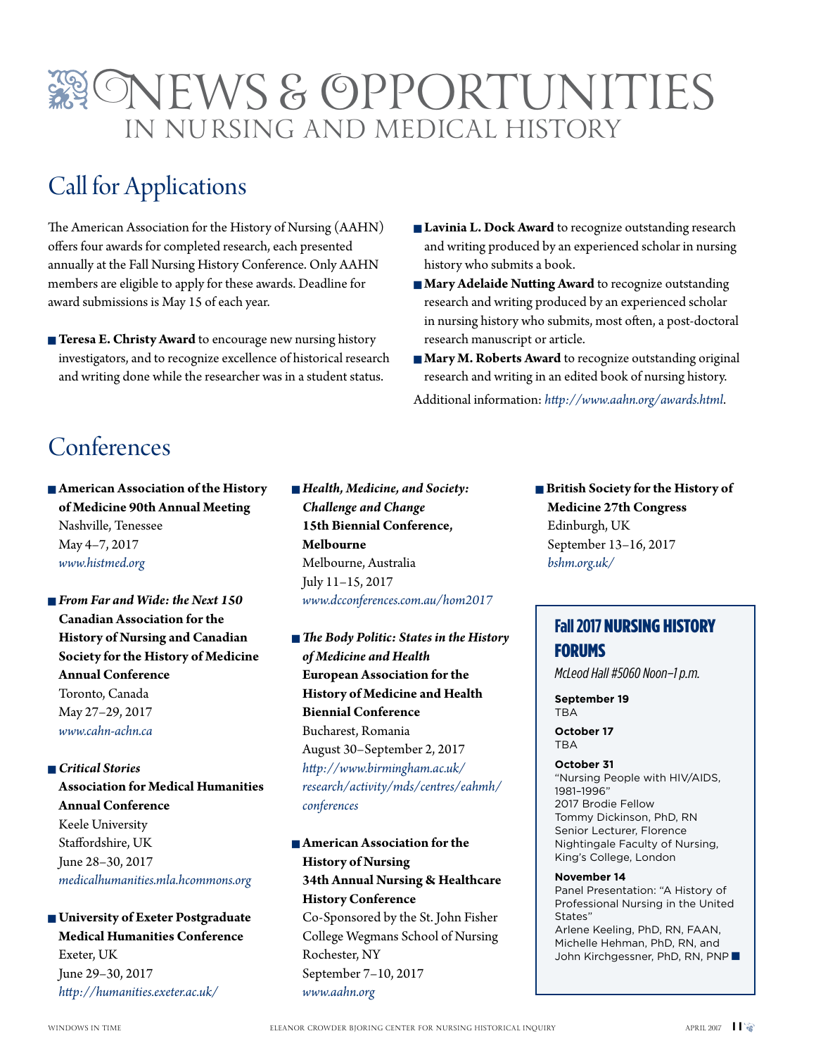# NEWS & OPPORTUNITIES IN NURSING AND MEDICAL HISTORY

## Call for Applications

The American Association for the History of Nursing (AAHN) offers four awards for completed research, each presented annually at the Fall Nursing History Conference. Only AAHN members are eligible to apply for these awards. Deadline for award submissions is May 15 of each year.

- **Teresa E. Christy Award** to encourage new nursing history investigators, and to recognize excellence of historical research and writing done while the researcher was in a student status.
- **Lavinia L. Dock Award** to recognize outstanding research and writing produced by an experienced scholar in nursing history who submits a book.
- **Mary Adelaide Nutting Award** to recognize outstanding research and writing produced by an experienced scholar in nursing history who submits, most often, a post-doctoral research manuscript or article.
- **Mary M. Roberts Award** to recognize outstanding original research and writing in an edited book of nursing history.

Additional information: *http://www.aahn.org/awards.html*.

## Conferences

- **American Association of the History of Medicine 90th Annual Meeting**
  Nashville, Tenessee
  May 4–7, 2017
  *www.histmed.org*

- ***From Far and Wide: the Next 150***
  **Canadian Association for the History of Nursing and Canadian Society for the History of Medicine Annual Conference**
  Toronto, Canada
  May 27–29, 2017
  *www.cahn-achn.ca*

- ***Critical Stories***
  **Association for Medical Humanities Annual Conference**
  Keele University
  Staffordshire, UK
  June 28–30, 2017
  *medicalhumanities.mla.hcommons.org*

- **University of Exeter Postgraduate Medical Humanities Conference**
  Exeter, UK
  June 29–30, 2017
  *http://humanities.exeter.ac.uk/*

- ***Health, Medicine, and Society: Challenge and Change***
  **15th Biennial Conference, Melbourne**
  Melbourne, Australia
  July 11–15, 2017
  *www.dcconferences.com.au/hom2017*

- ***The Body Politic: States in the History of Medicine and Health***
  **European Association for the History of Medicine and Health Biennial Conference**
  Bucharest, Romania
  August 30–September 2, 2017
  *http://www.birmingham.ac.uk/research/activity/mds/centres/eahmh/conferences*

- **American Association for the History of Nursing 34th Annual Nursing & Healthcare History Conference**
  Co-Sponsored by the St. John Fisher College Wegmans School of Nursing
  Rochester, NY
  September 7–10, 2017
  *www.aahn.org*

- **British Society for the History of Medicine 27th Congress**
  Edinburgh, UK
  September 13–16, 2017
  *bshm.org.uk/*

### Fall 2017 NURSING HISTORY FORUMS

*McLeod Hall #5060 Noon–1 p.m.*

**September 19**
TBA

**October 17**
TBA

**October 31**
"Nursing People with HIV/AIDS, 1981–1996"
2017 Brodie Fellow
Tommy Dickinson, PhD, RN
Senior Lecturer, Florence Nightingale Faculty of Nursing, King's College, London

**November 14**
Panel Presentation: "A History of Professional Nursing in the United States"
Arlene Keeling, PhD, RN, FAAN, Michelle Hehman, PhD, RN, and John Kirchgessner, PhD, RN, PNP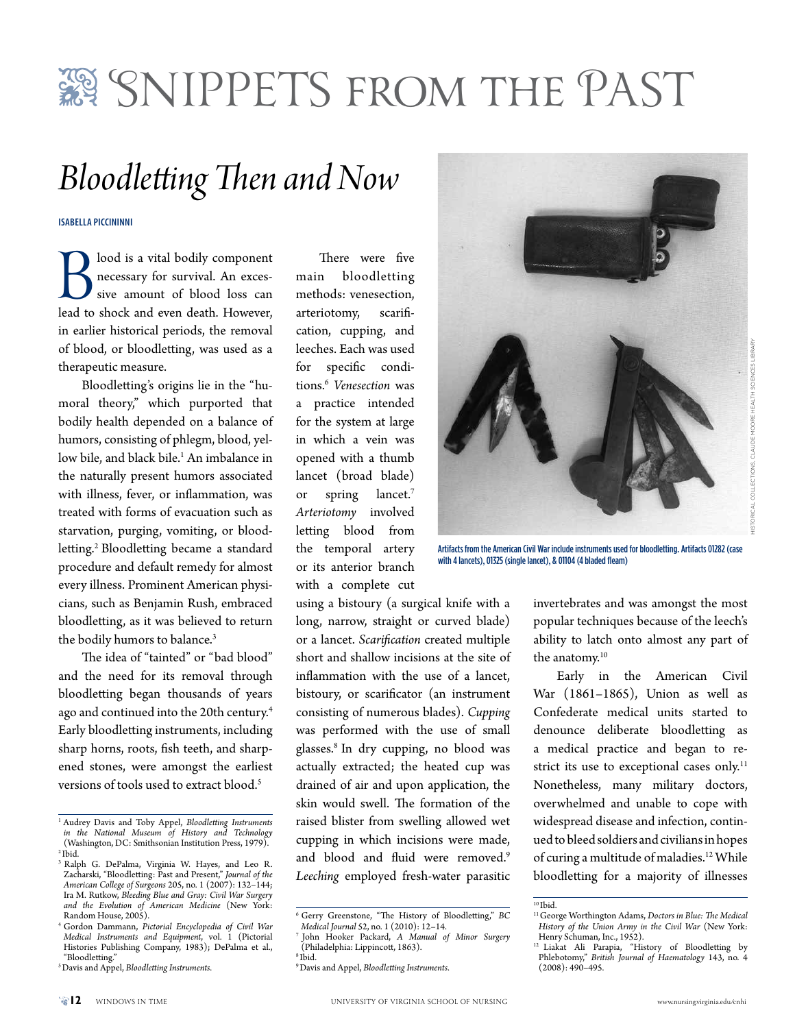# Snippets from the Past

## *Bloodletting Then and Now*

**ISABELLA PICCININNI**

Blood is a vital bodily component necessary for survival. An excessive amount of blood loss can lead to shock and even death. However, in earlier historical periods, the removal of blood, or bloodletting, was used as a therapeutic measure.

Bloodletting's origins lie in the "humoral theory," which purported that bodily health depended on a balance of humors, consisting of phlegm, blood, yellow bile, and black bile.[1] An imbalance in the naturally present humors associated with illness, fever, or inflammation, was treated with forms of evacuation such as starvation, purging, vomiting, or bloodletting.[2] Bloodletting became a standard procedure and default remedy for almost every illness. Prominent American physicians, such as Benjamin Rush, embraced bloodletting, as it was believed to return the bodily humors to balance.[3]

The idea of "tainted" or "bad blood" and the need for its removal through bloodletting began thousands of years ago and continued into the 20th century.[4] Early bloodletting instruments, including sharp horns, roots, fish teeth, and sharpened stones, were amongst the earliest versions of tools used to extract blood.[5]

There were five main bloodletting methods: venesection, arteriotomy, scarification, cupping, and leeches. Each was used for specific conditions.[6] *Venesection* was a practice intended for the system at large in which a vein was opened with a thumb lancet (broad blade) or spring lancet.[7] *Arteriotomy* involved letting blood from the temporal artery or its anterior branch with a complete cut using a bistoury (a surgical knife with a long, narrow, straight or curved blade) or a lancet. *Scarification* created multiple short and shallow incisions at the site of inflammation with the use of a lancet, bistoury, or scarificator (an instrument consisting of numerous blades). *Cupping* was performed with the use of small glasses.[8] In dry cupping, no blood was actually extracted; the heated cup was drained of air and upon application, the skin would swell. The formation of the raised blister from swelling allowed wet cupping in which incisions were made, and blood and fluid were removed.[9] *Leeching* employed fresh-water parasitic invertebrates and was amongst the most popular techniques because of the leech's ability to latch onto almost any part of the anatomy.[10]

Artifacts from the American Civil War include instruments used for bloodletting. Artifacts 01282 (case with 4 lancets), 01325 (single lancet), & 01104 (4 bladed fleam)

HISTORICAL COLLECTIONS, CLAUDE MOORE HEALTH SCIENCES LIBRARY

Early in the American Civil War (1861–1865), Union as well as Confederate medical units started to denounce deliberate bloodletting as a medical practice and began to restrict its use to exceptional cases only.[11] Nonetheless, many military doctors, overwhelmed and unable to cope with widespread disease and infection, continued to bleed soldiers and civilians in hopes of curing a multitude of maladies.[12] While bloodletting for a majority of illnesses

---

[1] Audrey Davis and Toby Appel, *Bloodletting Instruments in the National Museum of History and Technology* (Washington, DC: Smithsonian Institution Press, 1979).

[2] Ibid.

[3] Ralph G. DePalma, Virginia W. Hayes, and Leo R. Zacharski, "Bloodletting: Past and Present," *Journal of the American College of Surgeons* 205, no. 1 (2007): 132–144; Ira M. Rutkow, *Bleeding Blue and Gray: Civil War Surgery and the Evolution of American Medicine* (New York: Random House, 2005).

[4] Gordon Dammann, *Pictorial Encyclopedia of Civil War Medical Instruments and Equipment*, vol. 1 (Pictorial Histories Publishing Company, 1983); DePalma et al., "Bloodletting."

[5] Davis and Appel, *Bloodletting Instruments.*

[6] Gerry Greenstone, "The History of Bloodletting," *BC Medical Journal* 52, no. 1 (2010): 12–14.

[7] John Hooker Packard, *A Manual of Minor Surgery* (Philadelphia: Lippincott, 1863).

[8] Ibid.

[9] Davis and Appel, *Bloodletting Instruments.*

[10] Ibid.

[11] George Worthington Adams, *Doctors in Blue: The Medical History of the Union Army in the Civil War* (New York: Henry Schuman, Inc., 1952).

[12] Liakat Ali Parapia, "History of Bloodletting by Phlebotomy," *British Journal of Haematology* 143, no. 4 (2008): 490–495.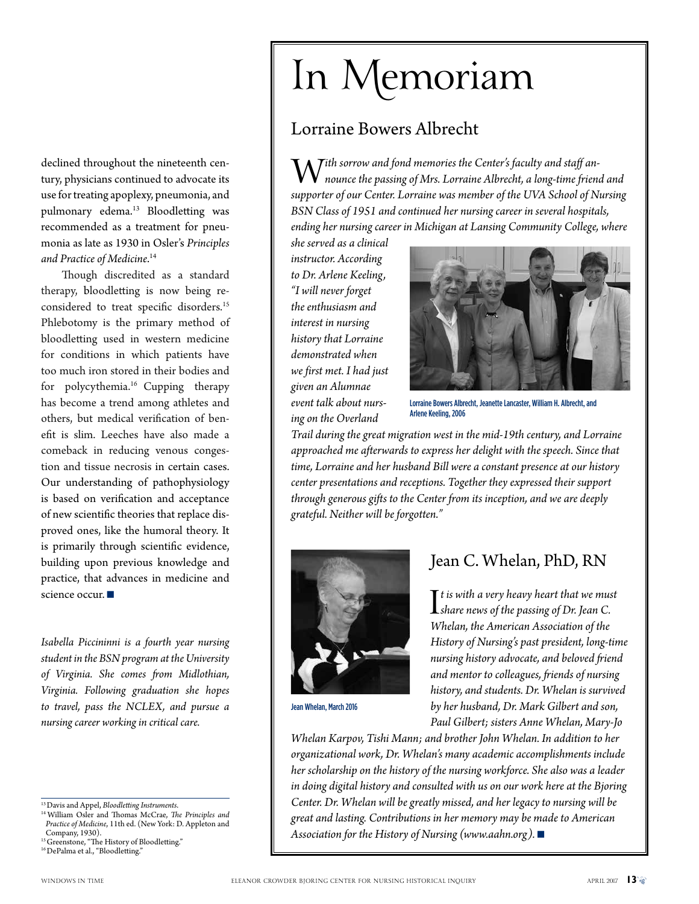declined throughout the nineteenth century, physicians continued to advocate its use for treating apoplexy, pneumonia, and pulmonary edema.[13] Bloodletting was recommended as a treatment for pneumonia as late as 1930 in Osler's *Principles and Practice of Medicine*.[14]

Though discredited as a standard therapy, bloodletting is now being reconsidered to treat specific disorders.[15] Phlebotomy is the primary method of bloodletting used in western medicine for conditions in which patients have too much iron stored in their bodies and for polycythemia.[16] Cupping therapy has become a trend among athletes and others, but medical verification of benefit is slim. Leeches have also made a comeback in reducing venous congestion and tissue necrosis in certain cases. Our understanding of pathophysiology is based on verification and acceptance of new scientific theories that replace disproved ones, like the humoral theory. It is primarily through scientific evidence, building upon previous knowledge and practice, that advances in medicine and science occur. ■

*Isabella Piccininni is a fourth year nursing student in the BSN program at the University of Virginia. She comes from Midlothian, Virginia. Following graduation she hopes to travel, pass the NCLEX, and pursue a nursing career working in critical care.*

[13] Davis and Appel, *Bloodletting Instruments*.
[14] William Osler and Thomas McCrae, *The Principles and Practice of Medicine*, 11th ed. (New York: D. Appleton and Company, 1930).
[15] Greenstone, "The History of Bloodletting."
[16] DePalma et al., "Bloodletting."

# In Memoriam

## Lorraine Bowers Albrecht

*With sorrow and fond memories the Center's faculty and staff announce the passing of Mrs. Lorraine Albrecht, a long-time friend and supporter of our Center. Lorraine was member of the UVA School of Nursing BSN Class of 1951 and continued her nursing career in several hospitals, ending her nursing career in Michigan at Lansing Community College, where she served as a clinical instructor. According to Dr. Arlene Keeling, "I will never forget the enthusiasm and interest in nursing history that Lorraine demonstrated when we first met. I had just given an Alumnae event talk about nursing on the Overland Trail during the great migration west in the mid-19th century, and Lorraine approached me afterwards to express her delight with the speech. Since that time, Lorraine and her husband Bill were a constant presence at our history center presentations and receptions. Together they expressed their support through generous gifts to the Center from its inception, and we are deeply grateful. Neither will be forgotten."*

Lorraine Bowers Albrecht, Jeanette Lancaster, William H. Albrecht, and Arlene Keeling, 2006

## Jean C. Whelan, PhD, RN

Jean Whelan, March 2016

*It is with a very heavy heart that we must share news of the passing of Dr. Jean C. Whelan, the American Association of the History of Nursing's past president, long-time nursing history advocate, and beloved friend and mentor to colleagues, friends of nursing history, and students. Dr. Whelan is survived by her husband, Dr. Mark Gilbert and son, Paul Gilbert; sisters Anne Whelan, Mary-Jo Whelan Karpov, Tishi Mann; and brother John Whelan. In addition to her organizational work, Dr. Whelan's many academic accomplishments include her scholarship on the history of the nursing workforce. She also was a leader in doing digital history and consulted with us on our work here at the Bjoring Center. Dr. Whelan will be greatly missed, and her legacy to nursing will be great and lasting. Contributions in her memory may be made to American Association for the History of Nursing (www.aahn.org).* ■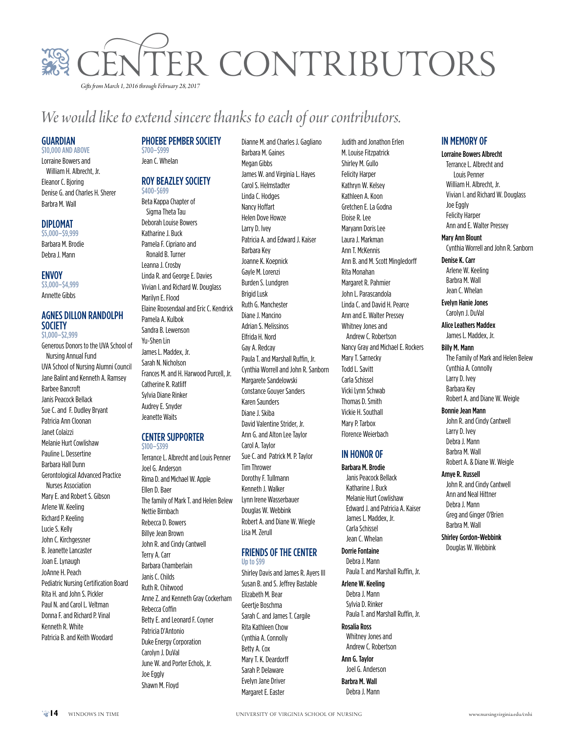# CENTER CONTRIBUTORS

*Gifts from March 1, 2016 through February 28, 2017*

## *We would like to extend sincere thanks to each of our contributors.*

### GUARDIAN
$10,000 AND ABOVE

Lorraine Bowers and William H. Albrecht, Jr.
Eleanor C. Bjoring
Denise G. and Charles H. Sherer
Barbra M. Wall

### DIPLOMAT
$5,000–$9,999

Barbara M. Brodie
Debra J. Mann

### ENVOY
$3,000–$4,999

Annette Gibbs

### AGNES DILLON RANDOLPH SOCIETY
$1,000–$2,999

Generous Donors to the UVA School of Nursing Annual Fund
UVA School of Nursing Alumni Council
Jane Balint and Kenneth A. Ramsey
Barbee Bancroft
Janis Peacock Bellack
Sue C. and F. Dudley Bryant
Patricia Ann Cloonan
Janet Colaizzi
Melanie Hurt Cowlishaw
Pauline L. Dessertine
Barbara Hall Dunn
Gerontological Advanced Practice Nurses Association
Mary E. and Robert S. Gibson
Arlene W. Keeling
Richard P. Keeling
Lucie S. Kelly
John C. Kirchgessner
B. Jeanette Lancaster
Joan E. Lynaugh
JoAnne H. Peach
Pediatric Nursing Certification Board
Rita H. and John S. Pickler
Paul N. and Carol L. Veltman
Donna F. and Richard P. Vinal
Kenneth R. White
Patricia B. and Keith Woodard

### PHOEBE PEMBER SOCIETY
$700–$999

Jean C. Whelan

### ROY BEAZLEY SOCIETY
$400–$699

Beta Kappa Chapter of Sigma Theta Tau
Deborah Louise Bowers
Katharine J. Buck
Pamela F. Cipriano and Ronald B. Turner
Leanna J. Crosby
Linda R. and George E. Davies
Vivian I. and Richard W. Douglass
Marilyn E. Flood
Elaine Roosendaal and Eric C. Kendrick
Pamela A. Kulbok
Sandra B. Lewenson
Yu-Shen Lin
James L. Maddex, Jr.
Sarah N. Nicholson
Frances M. and H. Harwood Purcell, Jr.
Catherine R. Ratliff
Sylvia Diane Rinker
Audrey E. Snyder
Jeanette Waits

### CENTER SUPPORTER
$100–$399

Terrance L. Albrecht and Louis Penner
Joel G. Anderson
Rima D. and Michael W. Apple
Ellen D. Baer
The family of Mark T. and Helen Belew
Nettie Birnbach
Rebecca D. Bowers
Billye Jean Brown
John R. and Cindy Cantwell
Terry A. Carr
Barbara Chamberlain
Janis C. Childs
Ruth R. Chitwood
Anne Z. and Kenneth Gray Cockerham
Rebecca Coffin
Betty E. and Leonard F. Coyner
Patricia D'Antonio
Duke Energy Corporation
Carolyn J. DuVal
June W. and Porter Echols, Jr.
Joe Eggly
Shawn M. Floyd
Dianne M. and Charles J. Gagliano
Barbara M. Gaines
Megan Gibbs
James W. and Virginia L. Hayes
Carol S. Helmstadter
Linda C. Hodges
Nancy Hoffart
Helen Dove Howze
Larry D. Ivey
Patricia A. and Edward J. Kaiser
Barbara Key
Joanne K. Koepnick
Gayle M. Lorenzi
Burden S. Lundgren
Brigid Lusk
Ruth G. Manchester
Diane J. Mancino
Adrian S. Melissinos
Elfrida H. Nord
Gay A. Redcay
Paula T. and Marshall Ruffin, Jr.
Cynthia Worrell and John R. Sanborn
Margarete Sandelowski
Constance Gouyer Sanders
Karen Saunders
Diane J. Skiba
David Valentine Strider, Jr.
Ann G. and Alton Lee Taylor
Carol A. Taylor
Sue C. and Patrick M. P. Taylor
Tim Thrower
Dorothy F. Tullmann
Kenneth J. Walker
Lynn Irene Wasserbauer
Douglas W. Webbink
Robert A. and Diane W. Wiegle
Lisa M. Zerull

### FRIENDS OF THE CENTER
Up to $99

Shirley Davis and James R. Ayers III
Susan B. and S. Jeffrey Bastable
Elizabeth M. Bear
Geertje Boschma
Sarah C. and James T. Cargile
Rita Kathleen Chow
Cynthia A. Connolly
Betty A. Cox
Mary T. K. Deardorff
Sarah P. Delaware
Evelyn Jane Driver
Margaret E. Easter
Judith and Jonathon Erlen
M. Louise Fitzpatrick
Shirley M. Gullo
Felicity Harper
Kathryn W. Kelsey
Kathleen A. Koon
Gretchen E. La Godna
Eloise R. Lee
Maryann Doris Lee
Laura J. Markman
Ann T. McKennis
Ann B. and M. Scott Mingledorff
Rita Monahan
Margaret R. Pahmier
John L. Parascandola
Linda C. and David H. Pearce
Ann and E. Walter Pressey
Whitney Jones and Andrew C. Robertson
Nancy Gray and Michael E. Rockers
Mary T. Sarnecky
Todd L. Savitt
Carla Schissel
Vicki Lynn Schwab
Thomas D. Smith
Vickie H. Southall
Mary P. Tarbox
Florence Weierbach

### IN HONOR OF

**Barbara M. Brodie**
Janis Peacock Bellack
Katharine J. Buck
Melanie Hurt Cowlishaw
Edward J. and Patricia A. Kaiser
James L. Maddex, Jr.
Carla Schissel
Jean C. Whelan

**Dorrie Fontaine**
Debra J. Mann
Paula T. and Marshall Ruffin, Jr.

**Arlene W. Keeling**
Debra J. Mann
Sylvia D. Rinker
Paula T. and Marshall Ruffin, Jr.

**Rosalia Ross**
Whitney Jones and Andrew C. Robertson

**Ann G. Taylor**
Joel G. Anderson

**Barbra M. Wall**
Debra J. Mann

### IN MEMORY OF

**Lorraine Bowers Albrecht**
Terrance L. Albrecht and Louis Penner
William H. Albrecht, Jr.
Vivian I. and Richard W. Douglass
Joe Eggly
Felicity Harper
Ann and E. Walter Pressey

**Mary Ann Blount**
Cynthia Worrell and John R. Sanborn

**Denise K. Carr**
Arlene W. Keeling
Barbra M. Wall
Jean C. Whelan

**Evelyn Hanie Jones**
Carolyn J. DuVal

**Alice Leathers Maddex**
James L. Maddex, Jr.

**Billy M. Mann**
The Family of Mark and Helen Belew
Cynthia A. Connolly
Larry D. Ivey
Barbara Key
Robert A. and Diane W. Weigle

**Bonnie Jean Mann**
John R. and Cindy Cantwell
Larry D. Ivey
Debra J. Mann
Barbra M. Wall
Robert A. & Diane W. Weigle

**Amye R. Russell**
John R. and Cindy Cantwell
Ann and Neal Hittner
Debra J. Mann
Greg and Ginger O'Brien
Barbra M. Wall

**Shirley Gordon-Webbink**
Douglas W. Webbink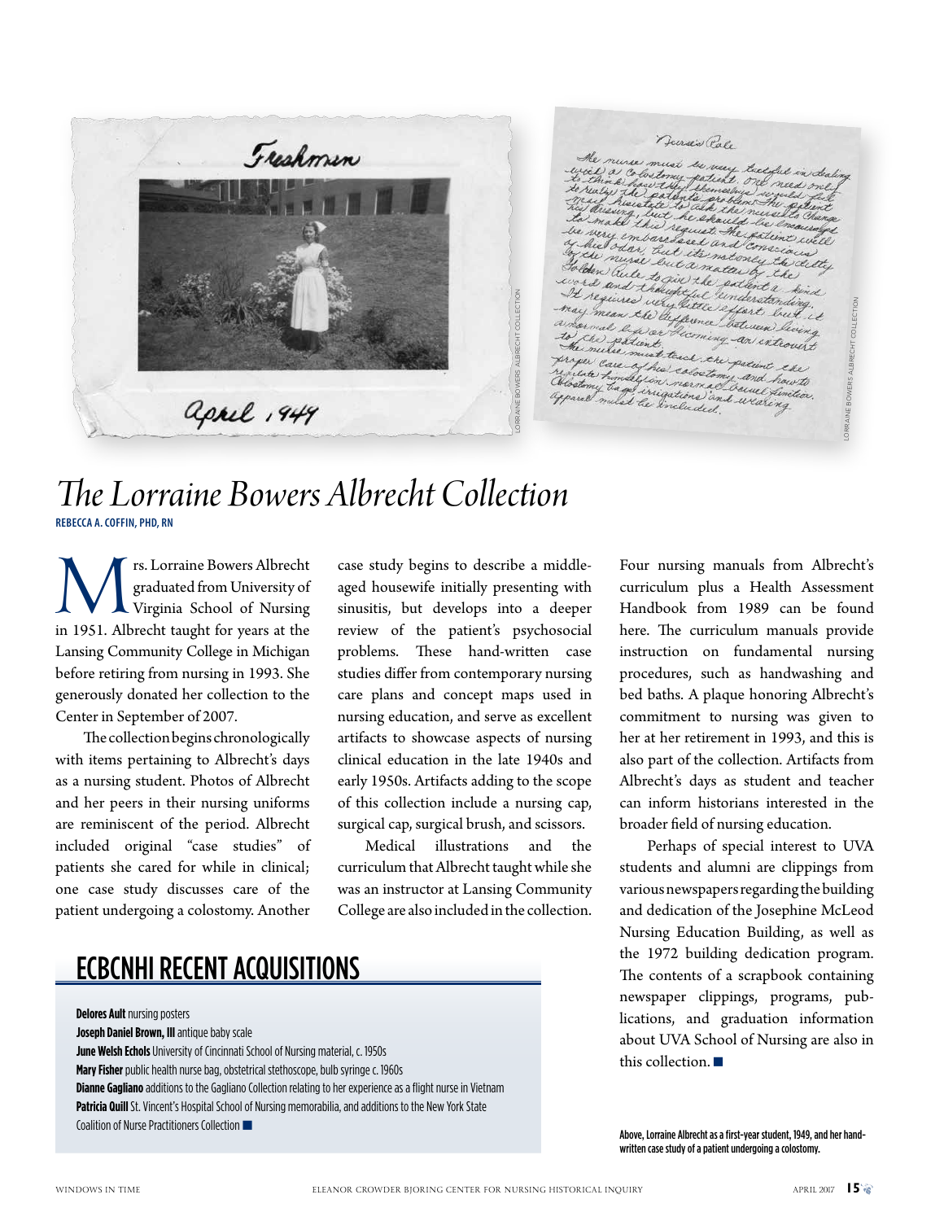# The Lorraine Bowers Albrecht Collection

**REBECCA A. COFFIN, PHD, RN**

Mrs. Lorraine Bowers Albrecht graduated from University of Virginia School of Nursing in 1951. Albrecht taught for years at the Lansing Community College in Michigan before retiring from nursing in 1993. She generously donated her collection to the Center in September of 2007.

The collection begins chronologically with items pertaining to Albrecht's days as a nursing student. Photos of Albrecht and her peers in their nursing uniforms are reminiscent of the period. Albrecht included original "case studies" of patients she cared for while in clinical; one case study discusses care of the patient undergoing a colostomy. Another case study begins to describe a middle-aged housewife initially presenting with sinusitis, but develops into a deeper review of the patient's psychosocial problems. These hand-written case studies differ from contemporary nursing care plans and concept maps used in nursing education, and serve as excellent artifacts to showcase aspects of nursing clinical education in the late 1940s and early 1950s. Artifacts adding to the scope of this collection include a nursing cap, surgical cap, surgical brush, and scissors.

Medical illustrations and the curriculum that Albrecht taught while she was an instructor at Lansing Community College are also included in the collection. Four nursing manuals from Albrecht's curriculum plus a Health Assessment Handbook from 1989 can be found here. The curriculum manuals provide instruction on fundamental nursing procedures, such as handwashing and bed baths. A plaque honoring Albrecht's commitment to nursing was given to her at her retirement in 1993, and this is also part of the collection. Artifacts from Albrecht's days as student and teacher can inform historians interested in the broader field of nursing education.

Perhaps of special interest to UVA students and alumni are clippings from various newspapers regarding the building and dedication of the Josephine McLeod Nursing Education Building, as well as the 1972 building dedication program. The contents of a scrapbook containing newspaper clippings, programs, publications, and graduation information about UVA School of Nursing are also in this collection. ■

Above, Lorraine Albrecht as a first-year student, 1949, and her handwritten case study of a patient undergoing a colostomy.

## ECBCNHI RECENT ACQUISITIONS

**Delores Ault** nursing posters
**Joseph Daniel Brown, III** antique baby scale
**June Welsh Echols** University of Cincinnati School of Nursing material, c. 1950s
**Mary Fisher** public health nurse bag, obstetrical stethoscope, bulb syringe c. 1960s
**Dianne Gagliano** additions to the Gagliano Collection relating to her experience as a flight nurse in Vietnam
**Patricia Quill** St. Vincent's Hospital School of Nursing memorabilia, and additions to the New York State Coalition of Nurse Practitioners Collection ■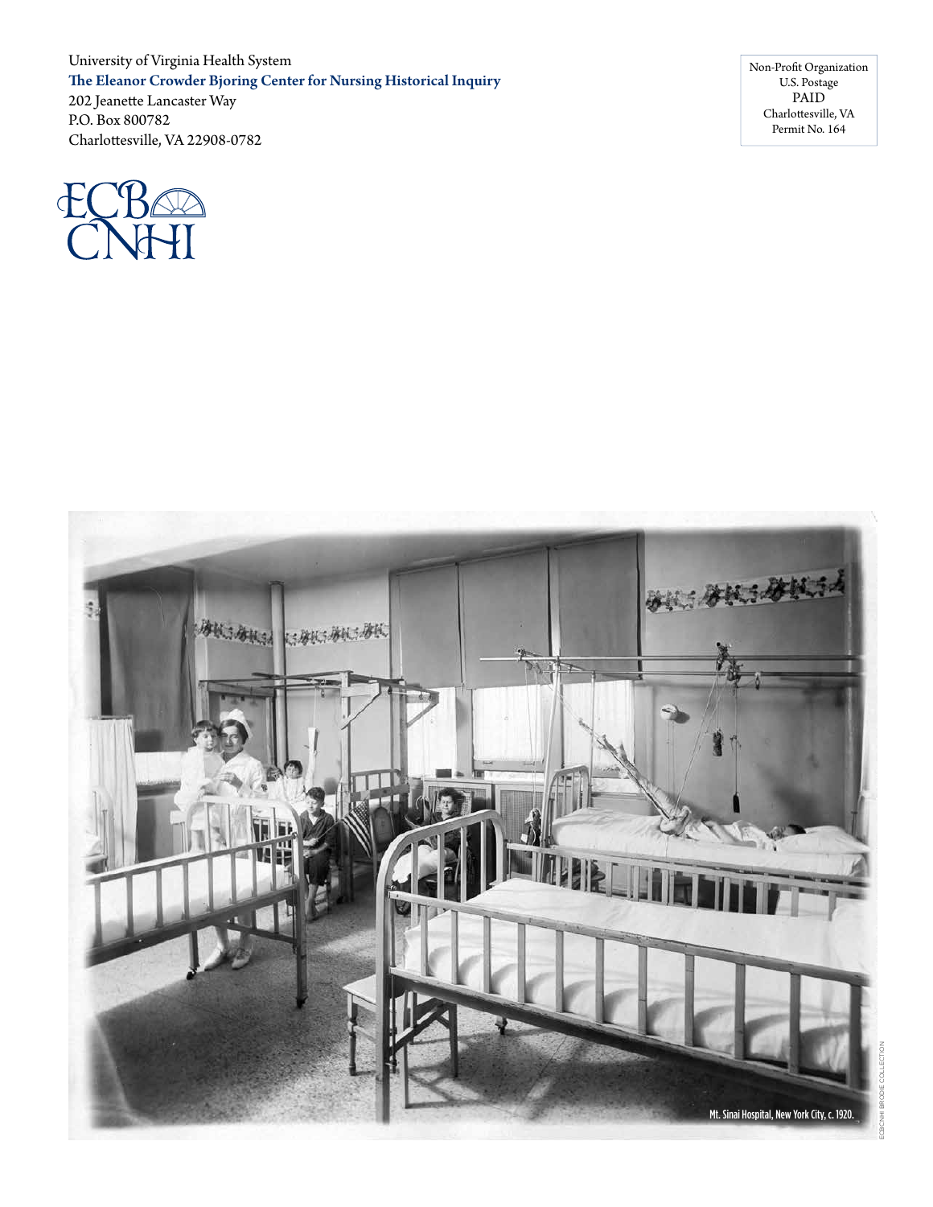University of Virginia Health System
The Eleanor Crowder Bjoring Center for Nursing Historical Inquiry
202 Jeanette Lancaster Way
P.O. Box 800782
Charlottesville, VA 22908-0782

Non-Profit Organization
U.S. Postage
PAID
Charlottesville, VA
Permit No. 164

ECB CNHI

Mt. Sinai Hospital, New York City, c. 1920.

ECBCNHI BRODIE COLLECTION